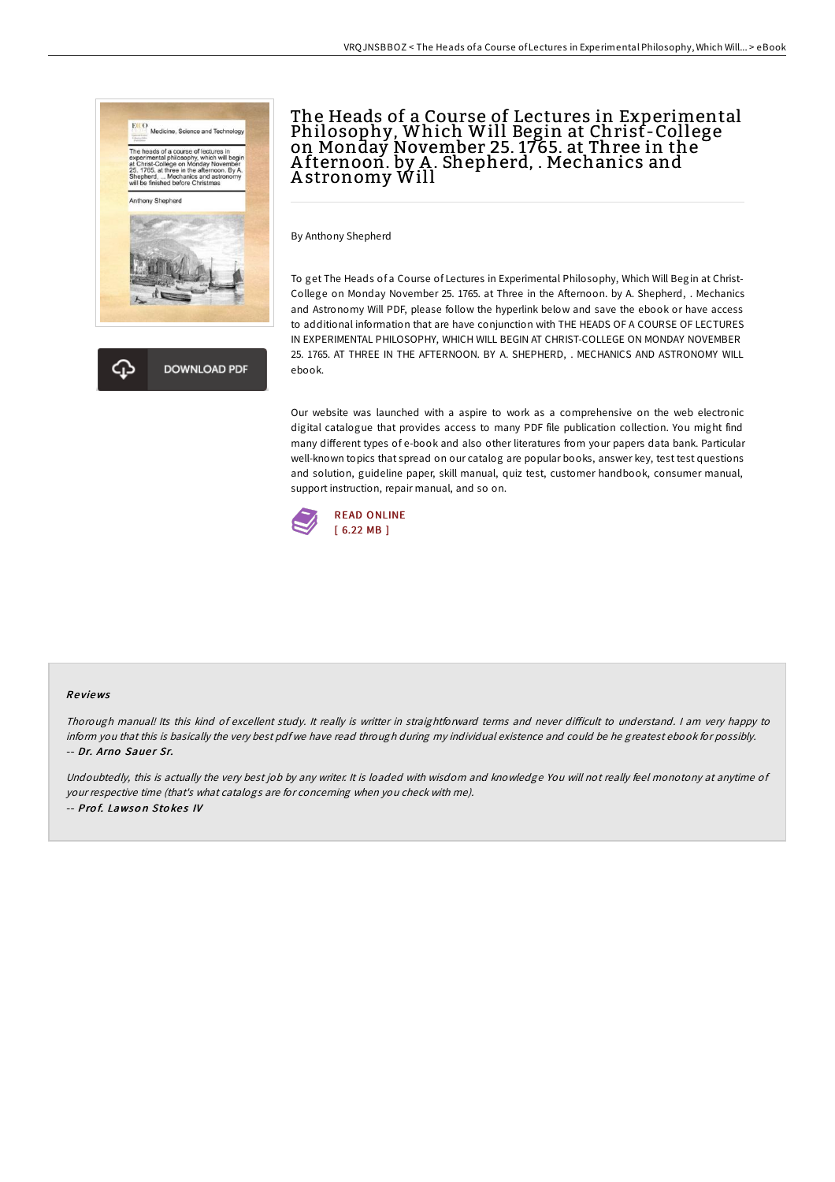# The Heads of a Course of Lectures in Experimental Philosophy, Which Will Begin at Christ-College on Monday November 25. 1765. at Three in the Afternoon. by A. Shepherd, . Mechanics and Astronomy Will

By Anthony Shepherd

To get The Heads of a Course of Lectures in Experimental Philosophy, Which Will Begin at Christ-College on Monday November 25. 1765. at Three in the Afternoon. by A. Shepherd, . Mechanics and Astronomy Will PDF, please follow the hyperlink below and save the ebook or have access to additional information that are have conjunction with THE HEADS OF A COURSE OF LECTURES IN EXPERIMENTAL PHILOSOPHY, WHICH WILL BEGIN AT CHRIST-COLLEGE ON MONDAY NOVEMBER 25. 1765. AT THREE IN THE AFTERNOON. BY A. SHEPHERD, . MECHANICS AND ASTRONOMY WILL ebook.

Our website was launched with a aspire to work as a comprehensive on the web electronic digital catalogue that provides access to many PDF file publication collection. You might find many different types of e-book and also other literatures from your papers data bank. Particular well-known topics that spread on our catalog are popular books, answer key, test test questions and solution, guideline paper, skill manual, quiz test, customer handbook, consumer manual, support instruction, repair manual, and so on.

DOWNLOAD PDF

READ ONLINE
[ 6.22 MB ]

## Reviews

*Thorough manual! Its this kind of excellent study. It really is writter in straightforward terms and never difficult to understand. I am very happy to inform you that this is basically the very best pdf we have read through during my individual existence and could be he greatest ebook for possibly.*
-- ***Dr. Arno Sauer Sr.***

*Undoubtedly, this is actually the very best job by any writer. It is loaded with wisdom and knowledge You will not really feel monotony at anytime of your respective time (that's what catalogs are for concerning when you check with me).*
-- ***Prof. Lawson Stokes IV***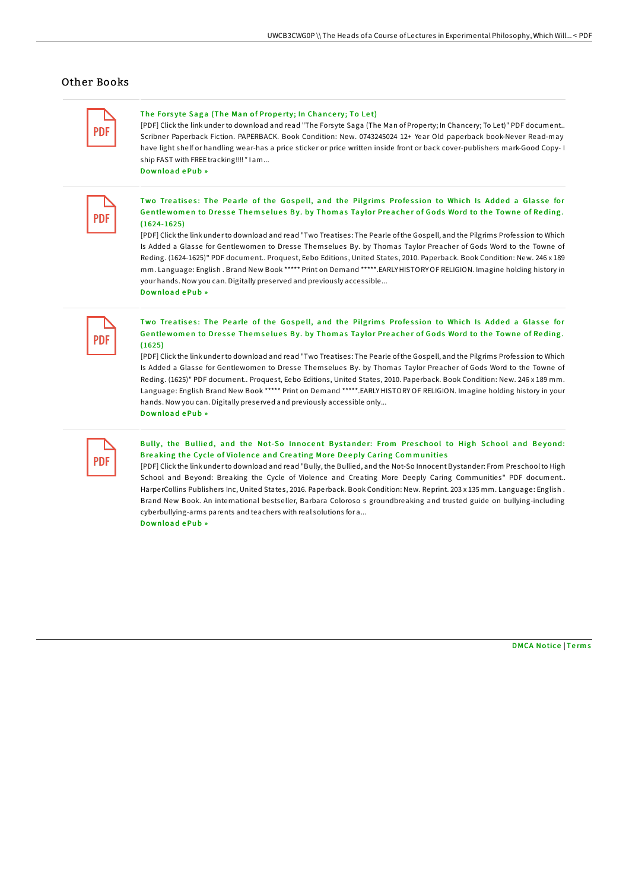## Other Books

### The Forsyte Saga (The Man of Property; In Chancery; To Let)

[PDF] Click the link under to download and read "The Forsyte Saga (The Man of Property; In Chancery; To Let)" PDF document.. Scribner Paperback Fiction. PAPERBACK. Book Condition: New. 0743245024 12+ Year Old paperback book-Never Read-may have light shelf or handling wear-has a price sticker or price written inside front or back cover-publishers mark-Good Copy- I ship FAST with FREE tracking!!!! * I am...

Download ePub »

### Two Treatises: The Pearle of the Gospell, and the Pilgrims Profession to Which Is Added a Glasse for Gentlewomen to Dresse Themselues By. by Thomas Taylor Preacher of Gods Word to the Towne of Reding. (1624-1625)

[PDF] Click the link under to download and read "Two Treatises: The Pearle of the Gospell, and the Pilgrims Profession to Which Is Added a Glasse for Gentlewomen to Dresse Themselues By. by Thomas Taylor Preacher of Gods Word to the Towne of Reding. (1624-1625)" PDF document.. Proquest, Eebo Editions, United States, 2010. Paperback. Book Condition: New. 246 x 189 mm. Language: English . Brand New Book ***** Print on Demand *****.EARLY HISTORY OF RELIGION. Imagine holding history in your hands. Now you can. Digitally preserved and previously accessible...

Download ePub »

### Two Treatises: The Pearle of the Gospell, and the Pilgrims Profession to Which Is Added a Glasse for Gentlewomen to Dresse Themselues By. by Thomas Taylor Preacher of Gods Word to the Towne of Reding. (1625)

[PDF] Click the link under to download and read "Two Treatises: The Pearle of the Gospell, and the Pilgrims Profession to Which Is Added a Glasse for Gentlewomen to Dresse Themselues By. by Thomas Taylor Preacher of Gods Word to the Towne of Reding. (1625)" PDF document.. Proquest, Eebo Editions, United States, 2010. Paperback. Book Condition: New. 246 x 189 mm. Language: English Brand New Book ***** Print on Demand *****.EARLY HISTORY OF RELIGION. Imagine holding history in your hands. Now you can. Digitally preserved and previously accessible only...

Download ePub »

### Bully, the Bullied, and the Not-So Innocent Bystander: From Preschool to High School and Beyond: Breaking the Cycle of Violence and Creating More Deeply Caring Communities

[PDF] Click the link under to download and read "Bully, the Bullied, and the Not-So Innocent Bystander: From Preschool to High School and Beyond: Breaking the Cycle of Violence and Creating More Deeply Caring Communities" PDF document.. HarperCollins Publishers Inc, United States, 2016. Paperback. Book Condition: New. Reprint. 203 x 135 mm. Language: English . Brand New Book. An international bestseller, Barbara Coloroso s groundbreaking and trusted guide on bullying-including cyberbullying-arms parents and teachers with real solutions for a...

Download ePub »

DMCA Notice | Terms